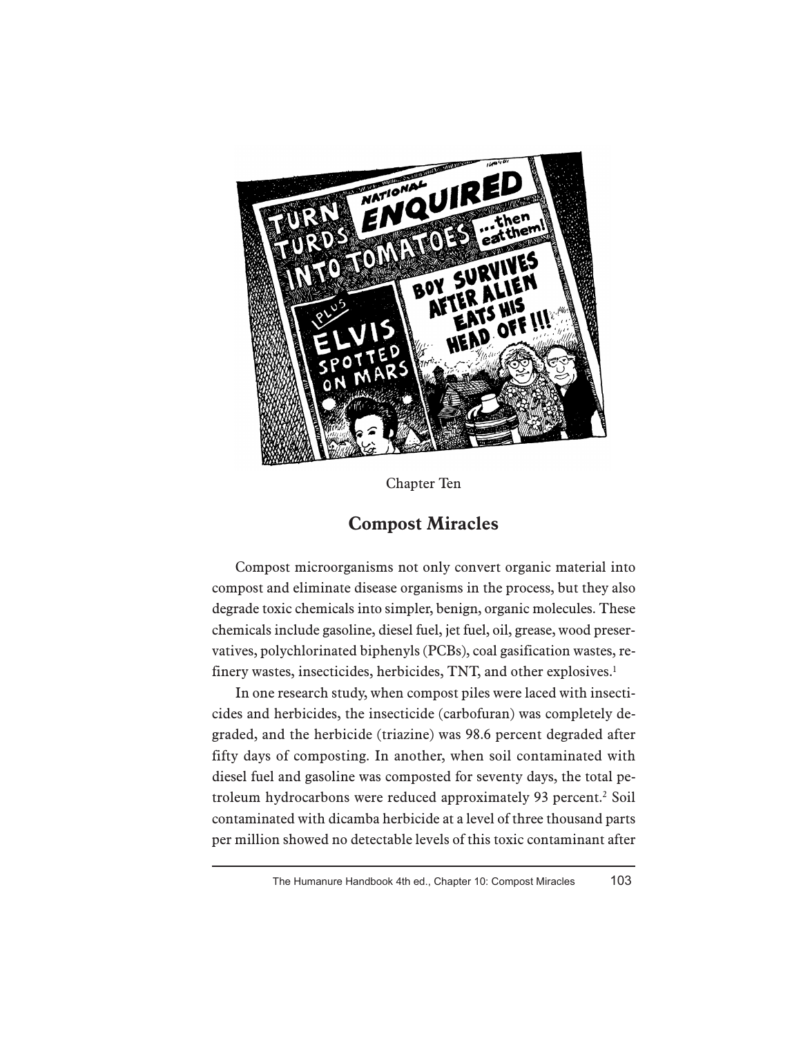Chapter Ten

## Compost Miracles

Compost microorganisms not only convert organic material into compost and eliminate disease organisms in the process, but they also degrade toxic chemicals into simpler, benign, organic molecules. These chemicals include gasoline, diesel fuel, jet fuel, oil, grease, wood preservatives, polychlorinated biphenyls (PCBs), coal gasification wastes, refinery wastes, insecticides, herbicides, TNT, and other explosives.[1]

In one research study, when compost piles were laced with insecticides and herbicides, the insecticide (carbofuran) was completely degraded, and the herbicide (triazine) was 98.6 percent degraded after fifty days of composting. In another, when soil contaminated with diesel fuel and gasoline was composted for seventy days, the total petroleum hydrocarbons were reduced approximately 93 percent.[2] Soil contaminated with dicamba herbicide at a level of three thousand parts per million showed no detectable levels of this toxic contaminant after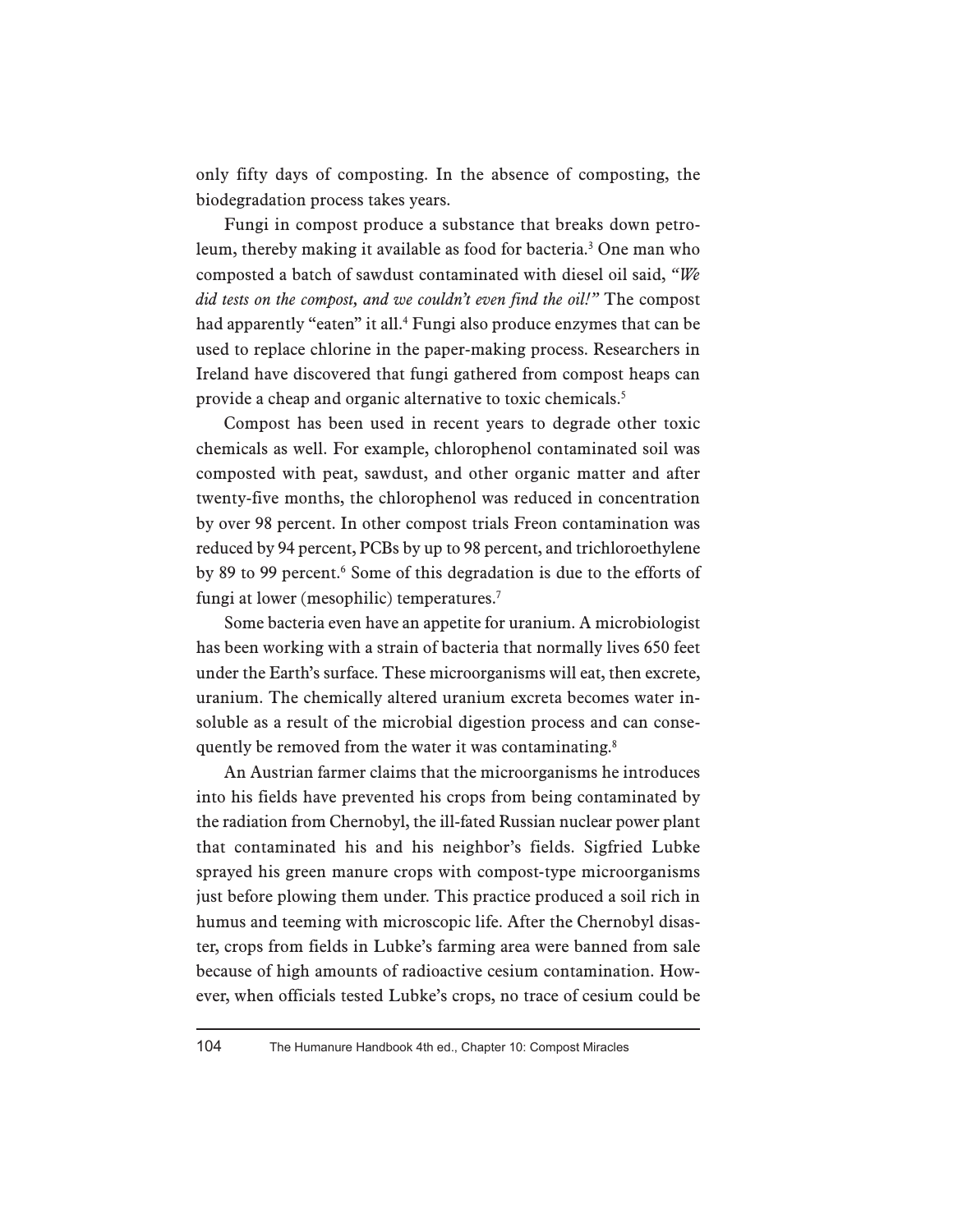only fifty days of composting. In the absence of composting, the biodegradation process takes years.

Fungi in compost produce a substance that breaks down petroleum, thereby making it available as food for bacteria.[3] One man who composted a batch of sawdust contaminated with diesel oil said, *"We did tests on the compost, and we couldn't even find the oil!"* The compost had apparently "eaten" it all.[4] Fungi also produce enzymes that can be used to replace chlorine in the paper-making process. Researchers in Ireland have discovered that fungi gathered from compost heaps can provide a cheap and organic alternative to toxic chemicals.[5]

Compost has been used in recent years to degrade other toxic chemicals as well. For example, chlorophenol contaminated soil was composted with peat, sawdust, and other organic matter and after twenty-five months, the chlorophenol was reduced in concentration by over 98 percent. In other compost trials Freon contamination was reduced by 94 percent, PCBs by up to 98 percent, and trichloroethylene by 89 to 99 percent.[6] Some of this degradation is due to the efforts of fungi at lower (mesophilic) temperatures.[7]

Some bacteria even have an appetite for uranium. A microbiologist has been working with a strain of bacteria that normally lives 650 feet under the Earth's surface. These microorganisms will eat, then excrete, uranium. The chemically altered uranium excreta becomes water insoluble as a result of the microbial digestion process and can consequently be removed from the water it was contaminating.[8]

An Austrian farmer claims that the microorganisms he introduces into his fields have prevented his crops from being contaminated by the radiation from Chernobyl, the ill-fated Russian nuclear power plant that contaminated his and his neighbor's fields. Sigfried Lubke sprayed his green manure crops with compost-type microorganisms just before plowing them under. This practice produced a soil rich in humus and teeming with microscopic life. After the Chernobyl disaster, crops from fields in Lubke's farming area were banned from sale because of high amounts of radioactive cesium contamination. However, when officials tested Lubke's crops, no trace of cesium could be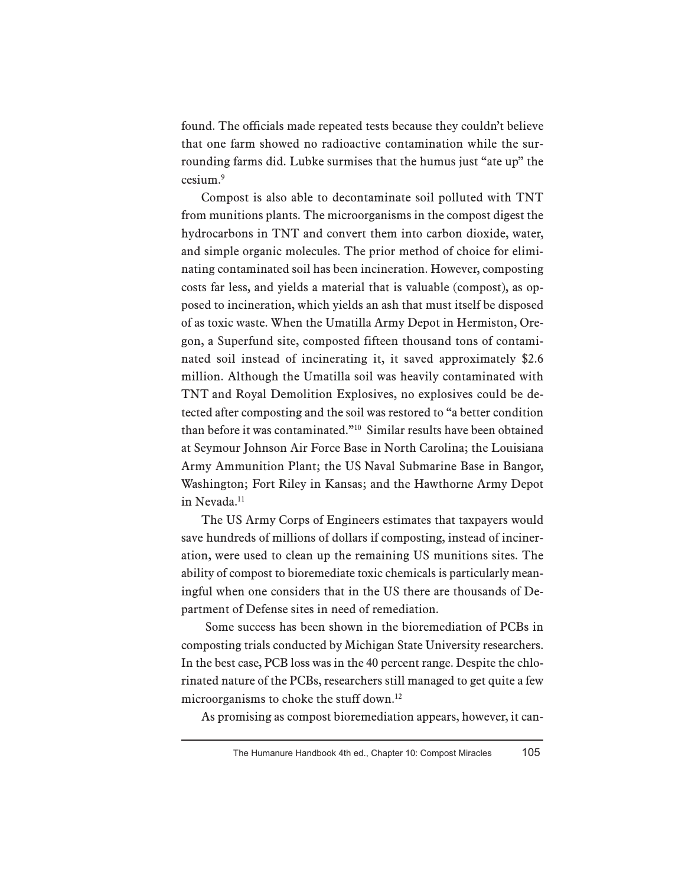found. The officials made repeated tests because they couldn't believe that one farm showed no radioactive contamination while the surrounding farms did. Lubke surmises that the humus just "ate up" the cesium.[9]

Compost is also able to decontaminate soil polluted with TNT from munitions plants. The microorganisms in the compost digest the hydrocarbons in TNT and convert them into carbon dioxide, water, and simple organic molecules. The prior method of choice for eliminating contaminated soil has been incineration. However, composting costs far less, and yields a material that is valuable (compost), as opposed to incineration, which yields an ash that must itself be disposed of as toxic waste. When the Umatilla Army Depot in Hermiston, Oregon, a Superfund site, composted fifteen thousand tons of contaminated soil instead of incinerating it, it saved approximately $2.6 million. Although the Umatilla soil was heavily contaminated with TNT and Royal Demolition Explosives, no explosives could be detected after composting and the soil was restored to "a better condition than before it was contaminated."[10] Similar results have been obtained at Seymour Johnson Air Force Base in North Carolina; the Louisiana Army Ammunition Plant; the US Naval Submarine Base in Bangor, Washington; Fort Riley in Kansas; and the Hawthorne Army Depot in Nevada.[11]

The US Army Corps of Engineers estimates that taxpayers would save hundreds of millions of dollars if composting, instead of incineration, were used to clean up the remaining US munitions sites. The ability of compost to bioremediate toxic chemicals is particularly meaningful when one considers that in the US there are thousands of Department of Defense sites in need of remediation.

Some success has been shown in the bioremediation of PCBs in composting trials conducted by Michigan State University researchers. In the best case, PCB loss was in the 40 percent range. Despite the chlorinated nature of the PCBs, researchers still managed to get quite a few microorganisms to choke the stuff down.[12]

As promising as compost bioremediation appears, however, it can-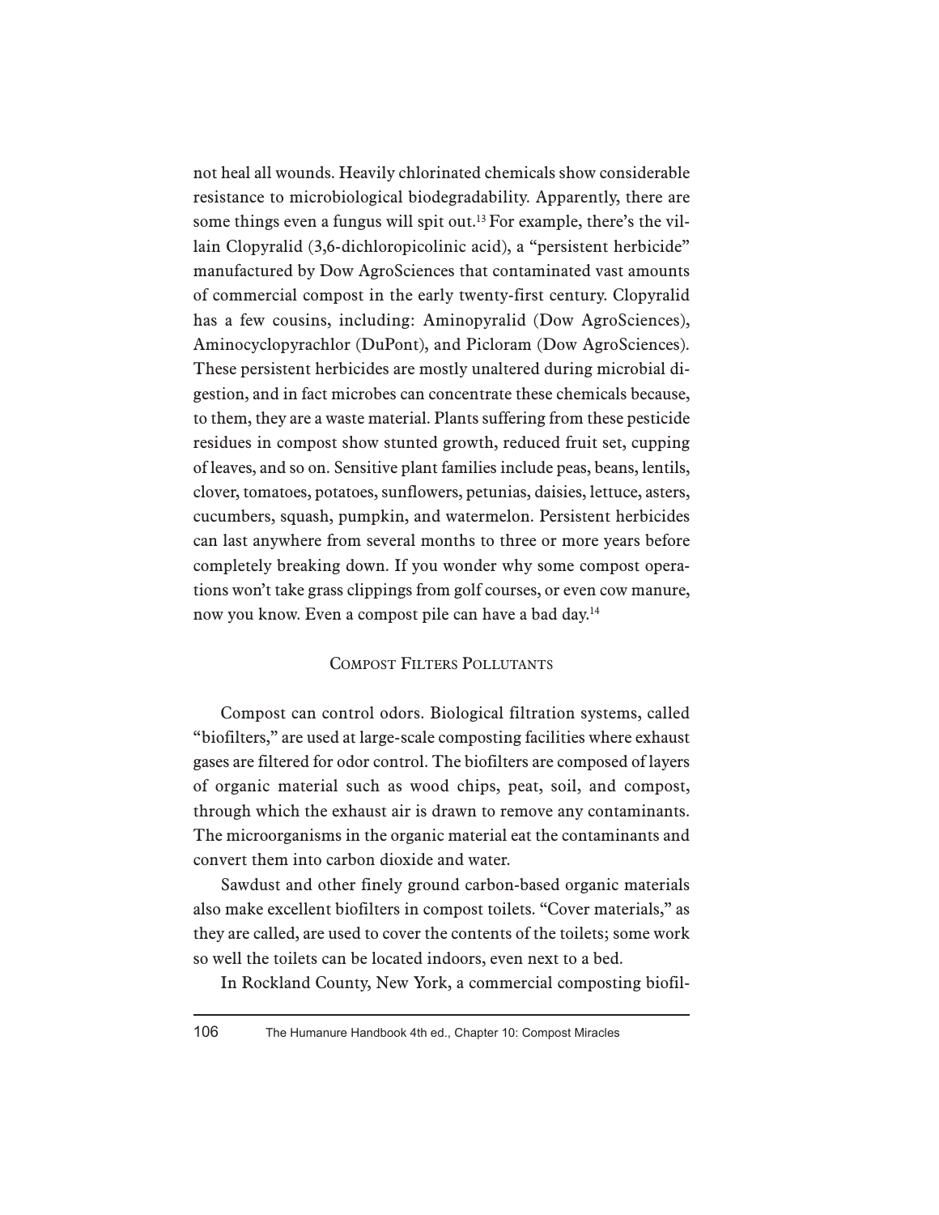not heal all wounds. Heavily chlorinated chemicals show considerable resistance to microbiological biodegradability. Apparently, there are some things even a fungus will spit out.[13] For example, there's the villain Clopyralid (3,6-dichloropicolinic acid), a "persistent herbicide" manufactured by Dow AgroSciences that contaminated vast amounts of commercial compost in the early twenty-first century. Clopyralid has a few cousins, including: Aminopyralid (Dow AgroSciences), Aminocyclopyrachlor (DuPont), and Picloram (Dow AgroSciences). These persistent herbicides are mostly unaltered during microbial digestion, and in fact microbes can concentrate these chemicals because, to them, they are a waste material. Plants suffering from these pesticide residues in compost show stunted growth, reduced fruit set, cupping of leaves, and so on. Sensitive plant families include peas, beans, lentils, clover, tomatoes, potatoes, sunflowers, petunias, daisies, lettuce, asters, cucumbers, squash, pumpkin, and watermelon. Persistent herbicides can last anywhere from several months to three or more years before completely breaking down. If you wonder why some compost operations won't take grass clippings from golf courses, or even cow manure, now you know. Even a compost pile can have a bad day.[14]

## Compost Filters Pollutants

Compost can control odors. Biological filtration systems, called "biofilters," are used at large-scale composting facilities where exhaust gases are filtered for odor control. The biofilters are composed of layers of organic material such as wood chips, peat, soil, and compost, through which the exhaust air is drawn to remove any contaminants. The microorganisms in the organic material eat the contaminants and convert them into carbon dioxide and water.

Sawdust and other finely ground carbon-based organic materials also make excellent biofilters in compost toilets. "Cover materials," as they are called, are used to cover the contents of the toilets; some work so well the toilets can be located indoors, even next to a bed.

In Rockland County, New York, a commercial composting biofil-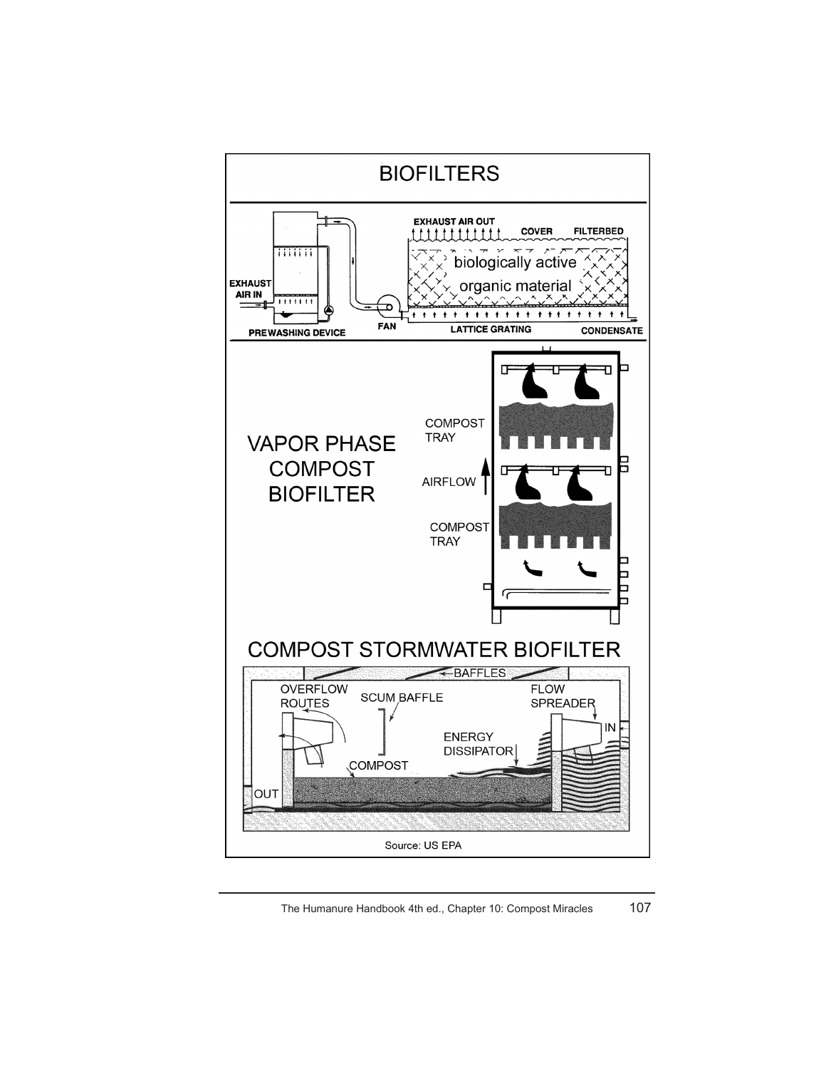# BIOFILTERS

EXHAUST AIR OUT    COVER    FILTERBED

biologically active organic material

EXHAUST AIR IN

PREWASHING DEVICE    FAN    LATTICE GRATING    CONDENSATE

## VAPOR PHASE COMPOST BIOFILTER

COMPOST TRAY

AIRFLOW

COMPOST TRAY

## COMPOST STORMWATER BIOFILTER

BAFFLES

OVERFLOW ROUTES    SCUM BAFFLE    FLOW SPREADER    IN

ENERGY DISSIPATOR

COMPOST

OUT

Source: US EPA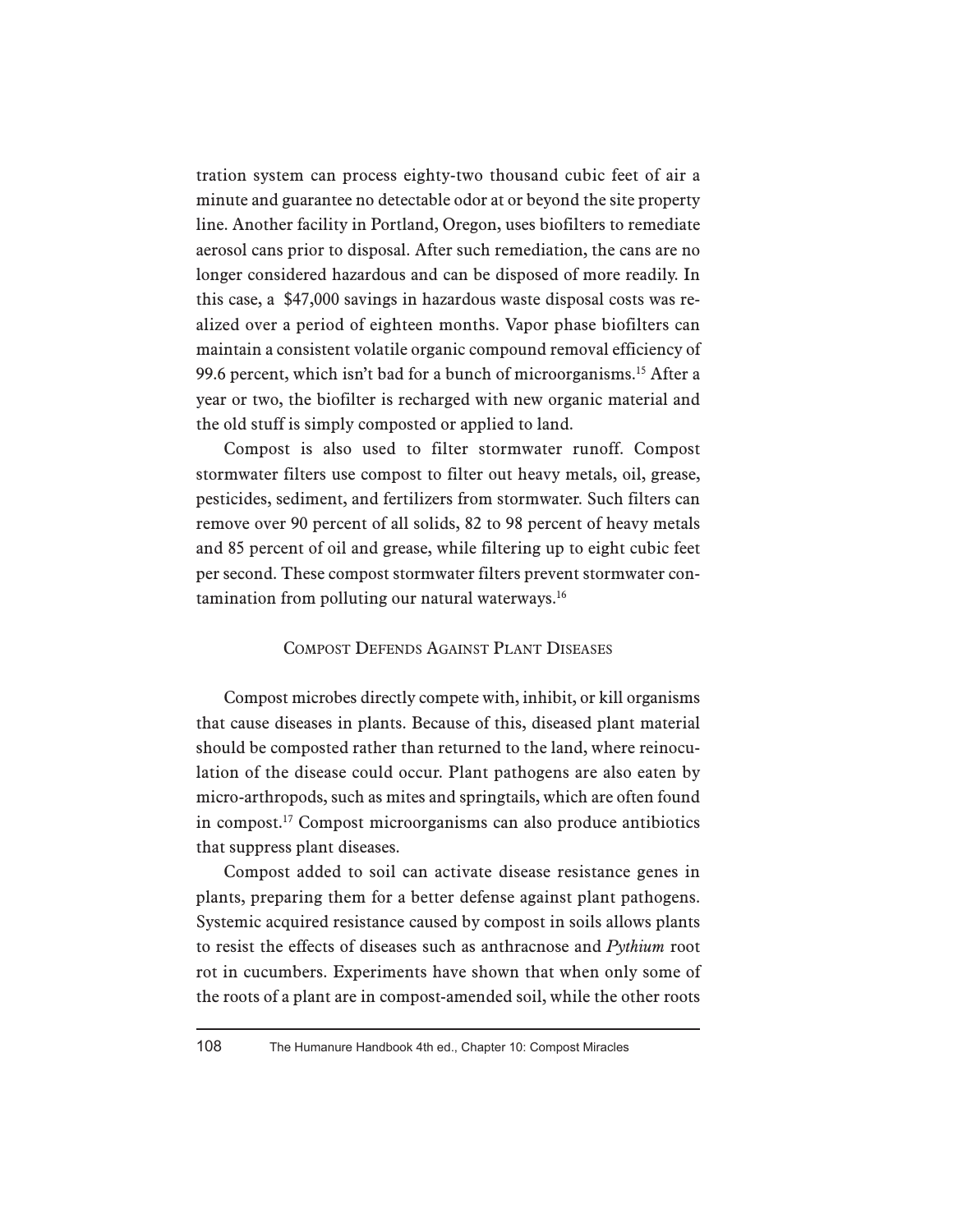tration system can process eighty-two thousand cubic feet of air a minute and guarantee no detectable odor at or beyond the site property line. Another facility in Portland, Oregon, uses biofilters to remediate aerosol cans prior to disposal. After such remediation, the cans are no longer considered hazardous and can be disposed of more readily. In this case, a $47,000 savings in hazardous waste disposal costs was realized over a period of eighteen months. Vapor phase biofilters can maintain a consistent volatile organic compound removal efficiency of 99.6 percent, which isn't bad for a bunch of microorganisms.[15] After a year or two, the biofilter is recharged with new organic material and the old stuff is simply composted or applied to land.

Compost is also used to filter stormwater runoff. Compost stormwater filters use compost to filter out heavy metals, oil, grease, pesticides, sediment, and fertilizers from stormwater. Such filters can remove over 90 percent of all solids, 82 to 98 percent of heavy metals and 85 percent of oil and grease, while filtering up to eight cubic feet per second. These compost stormwater filters prevent stormwater contamination from polluting our natural waterways.[16]

## Compost Defends Against Plant Diseases

Compost microbes directly compete with, inhibit, or kill organisms that cause diseases in plants. Because of this, diseased plant material should be composted rather than returned to the land, where reinoculation of the disease could occur. Plant pathogens are also eaten by micro-arthropods, such as mites and springtails, which are often found in compost.[17] Compost microorganisms can also produce antibiotics that suppress plant diseases.

Compost added to soil can activate disease resistance genes in plants, preparing them for a better defense against plant pathogens. Systemic acquired resistance caused by compost in soils allows plants to resist the effects of diseases such as anthracnose and *Pythium* root rot in cucumbers. Experiments have shown that when only some of the roots of a plant are in compost-amended soil, while the other roots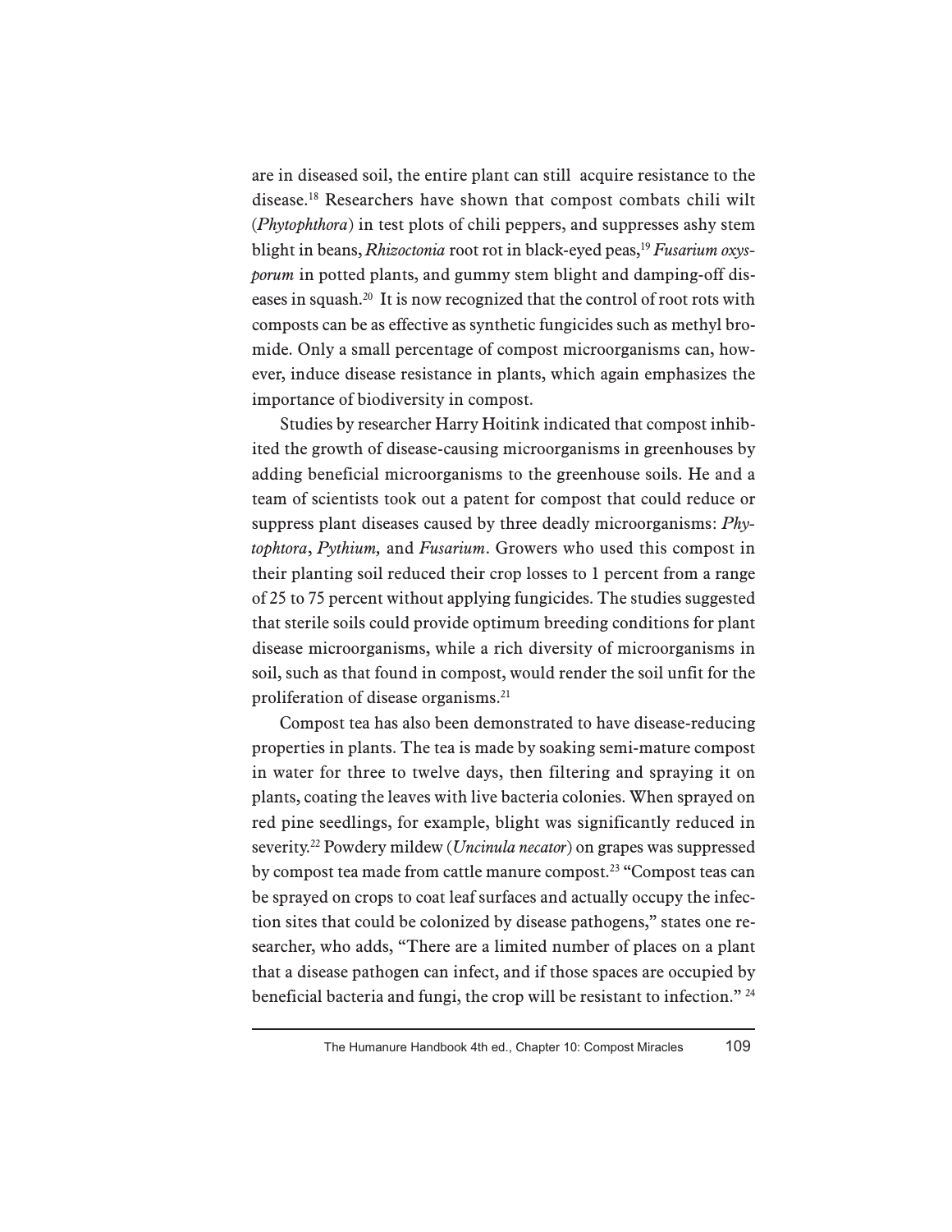are in diseased soil, the entire plant can still acquire resistance to the disease.[18] Researchers have shown that compost combats chili wilt (*Phytophthora*) in test plots of chili peppers, and suppresses ashy stem blight in beans, *Rhizoctonia* root rot in black-eyed peas,[19] *Fusarium oxysporum* in potted plants, and gummy stem blight and damping-off diseases in squash.[20] It is now recognized that the control of root rots with composts can be as effective as synthetic fungicides such as methyl bromide. Only a small percentage of compost microorganisms can, however, induce disease resistance in plants, which again emphasizes the importance of biodiversity in compost.

Studies by researcher Harry Hoitink indicated that compost inhibited the growth of disease-causing microorganisms in greenhouses by adding beneficial microorganisms to the greenhouse soils. He and a team of scientists took out a patent for compost that could reduce or suppress plant diseases caused by three deadly microorganisms: *Phytophtora*, *Pythium,* and *Fusarium*. Growers who used this compost in their planting soil reduced their crop losses to 1 percent from a range of 25 to 75 percent without applying fungicides. The studies suggested that sterile soils could provide optimum breeding conditions for plant disease microorganisms, while a rich diversity of microorganisms in soil, such as that found in compost, would render the soil unfit for the proliferation of disease organisms.[21]

Compost tea has also been demonstrated to have disease-reducing properties in plants. The tea is made by soaking semi-mature compost in water for three to twelve days, then filtering and spraying it on plants, coating the leaves with live bacteria colonies. When sprayed on red pine seedlings, for example, blight was significantly reduced in severity.[22] Powdery mildew (*Uncinula necator*) on grapes was suppressed by compost tea made from cattle manure compost.[23] "Compost teas can be sprayed on crops to coat leaf surfaces and actually occupy the infection sites that could be colonized by disease pathogens," states one researcher, who adds, "There are a limited number of places on a plant that a disease pathogen can infect, and if those spaces are occupied by beneficial bacteria and fungi, the crop will be resistant to infection." [24]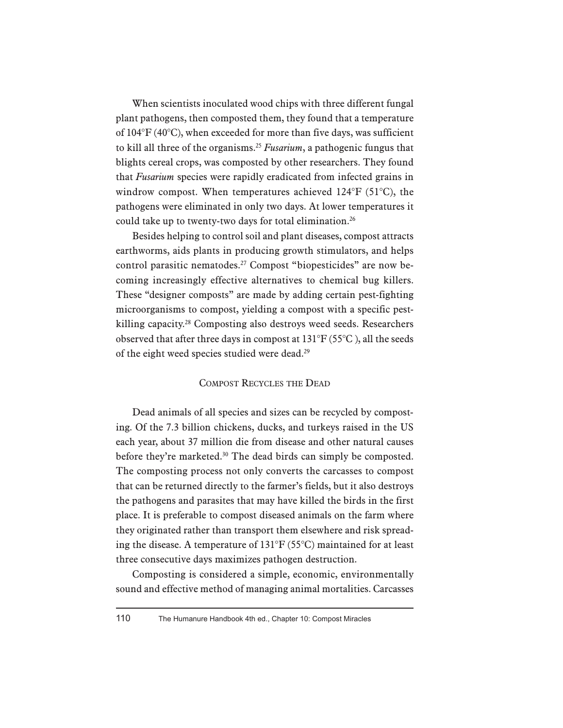When scientists inoculated wood chips with three different fungal plant pathogens, then composted them, they found that a temperature of 104°F (40°C), when exceeded for more than five days, was sufficient to kill all three of the organisms.[25] *Fusarium*, a pathogenic fungus that blights cereal crops, was composted by other researchers. They found that *Fusarium* species were rapidly eradicated from infected grains in windrow compost. When temperatures achieved 124°F (51°C), the pathogens were eliminated in only two days. At lower temperatures it could take up to twenty-two days for total elimination.[26]

Besides helping to control soil and plant diseases, compost attracts earthworms, aids plants in producing growth stimulators, and helps control parasitic nematodes.[27] Compost "biopesticides" are now becoming increasingly effective alternatives to chemical bug killers. These "designer composts" are made by adding certain pest-fighting microorganisms to compost, yielding a compost with a specific pest-killing capacity.[28] Composting also destroys weed seeds. Researchers observed that after three days in compost at 131°F (55°C ), all the seeds of the eight weed species studied were dead.[29]

## Compost Recycles the Dead

Dead animals of all species and sizes can be recycled by composting. Of the 7.3 billion chickens, ducks, and turkeys raised in the US each year, about 37 million die from disease and other natural causes before they're marketed.[30] The dead birds can simply be composted. The composting process not only converts the carcasses to compost that can be returned directly to the farmer's fields, but it also destroys the pathogens and parasites that may have killed the birds in the first place. It is preferable to compost diseased animals on the farm where they originated rather than transport them elsewhere and risk spreading the disease. A temperature of 131°F (55°C) maintained for at least three consecutive days maximizes pathogen destruction.

Composting is considered a simple, economic, environmentally sound and effective method of managing animal mortalities. Carcasses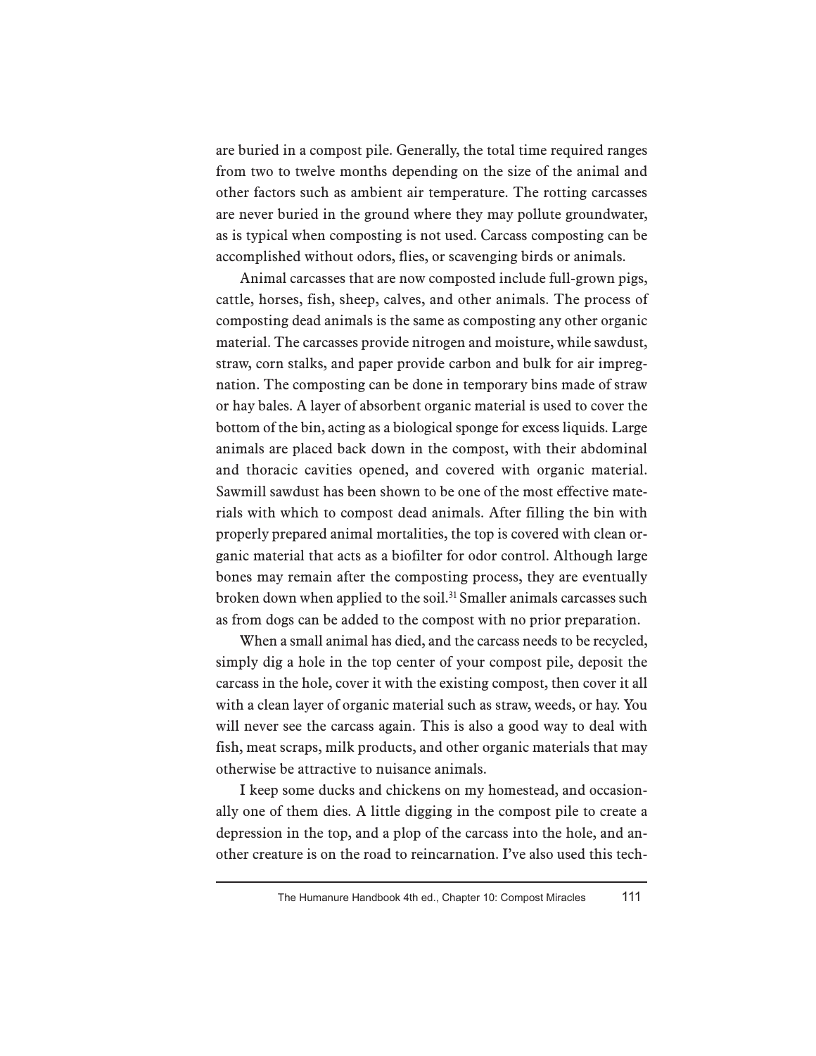are buried in a compost pile. Generally, the total time required ranges from two to twelve months depending on the size of the animal and other factors such as ambient air temperature. The rotting carcasses are never buried in the ground where they may pollute groundwater, as is typical when composting is not used. Carcass composting can be accomplished without odors, flies, or scavenging birds or animals.

Animal carcasses that are now composted include full-grown pigs, cattle, horses, fish, sheep, calves, and other animals. The process of composting dead animals is the same as composting any other organic material. The carcasses provide nitrogen and moisture, while sawdust, straw, corn stalks, and paper provide carbon and bulk for air impregnation. The composting can be done in temporary bins made of straw or hay bales. A layer of absorbent organic material is used to cover the bottom of the bin, acting as a biological sponge for excess liquids. Large animals are placed back down in the compost, with their abdominal and thoracic cavities opened, and covered with organic material. Sawmill sawdust has been shown to be one of the most effective materials with which to compost dead animals. After filling the bin with properly prepared animal mortalities, the top is covered with clean organic material that acts as a biofilter for odor control. Although large bones may remain after the composting process, they are eventually broken down when applied to the soil.[31] Smaller animals carcasses such as from dogs can be added to the compost with no prior preparation.

When a small animal has died, and the carcass needs to be recycled, simply dig a hole in the top center of your compost pile, deposit the carcass in the hole, cover it with the existing compost, then cover it all with a clean layer of organic material such as straw, weeds, or hay. You will never see the carcass again. This is also a good way to deal with fish, meat scraps, milk products, and other organic materials that may otherwise be attractive to nuisance animals.

I keep some ducks and chickens on my homestead, and occasionally one of them dies. A little digging in the compost pile to create a depression in the top, and a plop of the carcass into the hole, and another creature is on the road to reincarnation. I've also used this tech-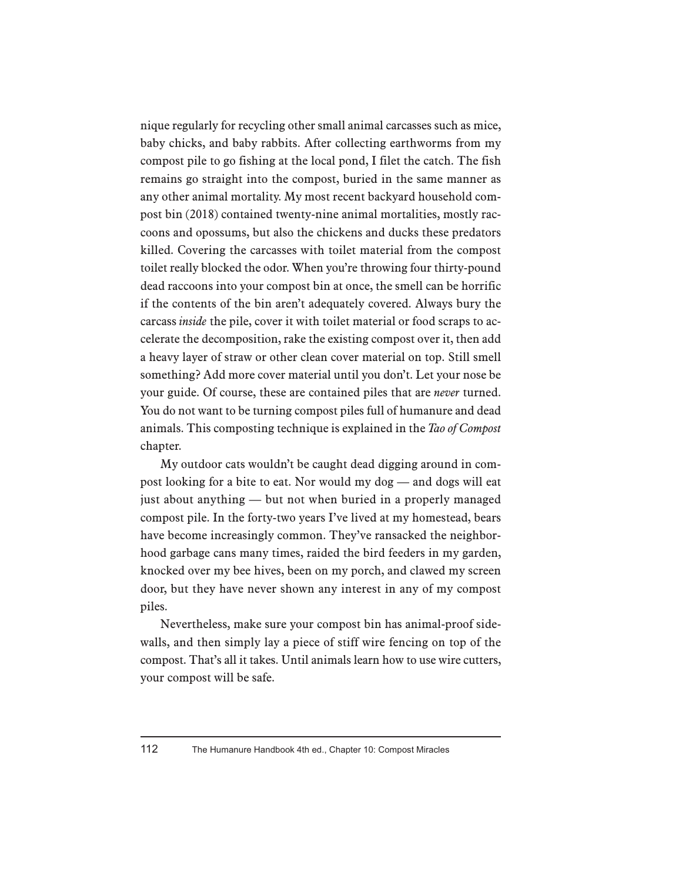nique regularly for recycling other small animal carcasses such as mice, baby chicks, and baby rabbits. After collecting earthworms from my compost pile to go fishing at the local pond, I filet the catch. The fish remains go straight into the compost, buried in the same manner as any other animal mortality. My most recent backyard household compost bin (2018) contained twenty-nine animal mortalities, mostly raccoons and opossums, but also the chickens and ducks these predators killed. Covering the carcasses with toilet material from the compost toilet really blocked the odor. When you're throwing four thirty-pound dead raccoons into your compost bin at once, the smell can be horrific if the contents of the bin aren't adequately covered. Always bury the carcass *inside* the pile, cover it with toilet material or food scraps to accelerate the decomposition, rake the existing compost over it, then add a heavy layer of straw or other clean cover material on top. Still smell something? Add more cover material until you don't. Let your nose be your guide. Of course, these are contained piles that are *never* turned. You do not want to be turning compost piles full of humanure and dead animals. This composting technique is explained in the *Tao of Compost* chapter.

My outdoor cats wouldn't be caught dead digging around in compost looking for a bite to eat. Nor would my dog — and dogs will eat just about anything — but not when buried in a properly managed compost pile. In the forty-two years I've lived at my homestead, bears have become increasingly common. They've ransacked the neighborhood garbage cans many times, raided the bird feeders in my garden, knocked over my bee hives, been on my porch, and clawed my screen door, but they have never shown any interest in any of my compost piles.

Nevertheless, make sure your compost bin has animal-proof sidewalls, and then simply lay a piece of stiff wire fencing on top of the compost. That's all it takes. Until animals learn how to use wire cutters, your compost will be safe.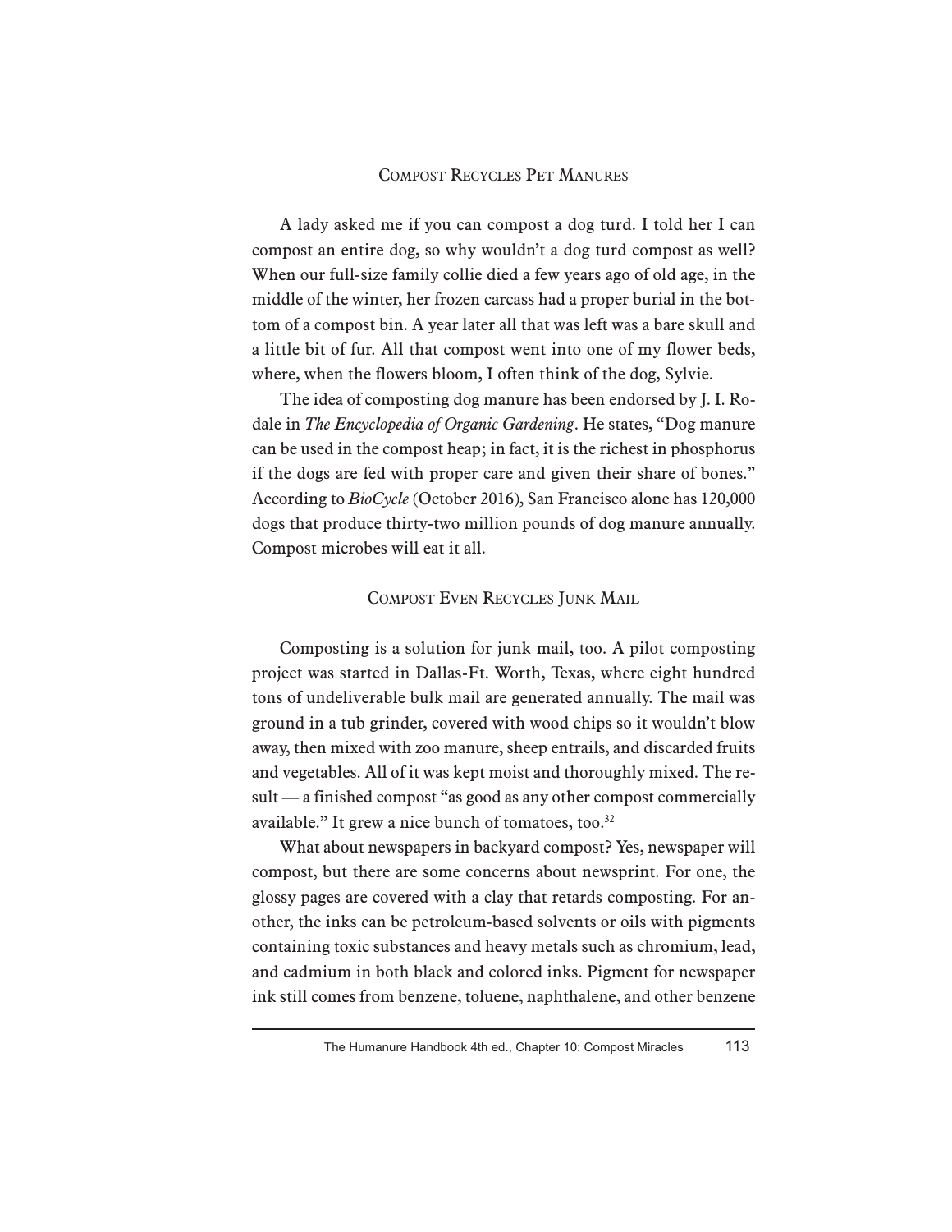## Compost Recycles Pet Manures

A lady asked me if you can compost a dog turd. I told her I can compost an entire dog, so why wouldn't a dog turd compost as well? When our full-size family collie died a few years ago of old age, in the middle of the winter, her frozen carcass had a proper burial in the bottom of a compost bin. A year later all that was left was a bare skull and a little bit of fur. All that compost went into one of my flower beds, where, when the flowers bloom, I often think of the dog, Sylvie.

The idea of composting dog manure has been endorsed by J. I. Rodale in *The Encyclopedia of Organic Gardening*. He states, "Dog manure can be used in the compost heap; in fact, it is the richest in phosphorus if the dogs are fed with proper care and given their share of bones." According to *BioCycle* (October 2016), San Francisco alone has 120,000 dogs that produce thirty-two million pounds of dog manure annually. Compost microbes will eat it all.

## Compost Even Recycles Junk Mail

Composting is a solution for junk mail, too. A pilot composting project was started in Dallas-Ft. Worth, Texas, where eight hundred tons of undeliverable bulk mail are generated annually. The mail was ground in a tub grinder, covered with wood chips so it wouldn't blow away, then mixed with zoo manure, sheep entrails, and discarded fruits and vegetables. All of it was kept moist and thoroughly mixed. The result — a finished compost "as good as any other compost commercially available." It grew a nice bunch of tomatoes, too.[32]

What about newspapers in backyard compost? Yes, newspaper will compost, but there are some concerns about newsprint. For one, the glossy pages are covered with a clay that retards composting. For another, the inks can be petroleum-based solvents or oils with pigments containing toxic substances and heavy metals such as chromium, lead, and cadmium in both black and colored inks. Pigment for newspaper ink still comes from benzene, toluene, naphthalene, and other benzene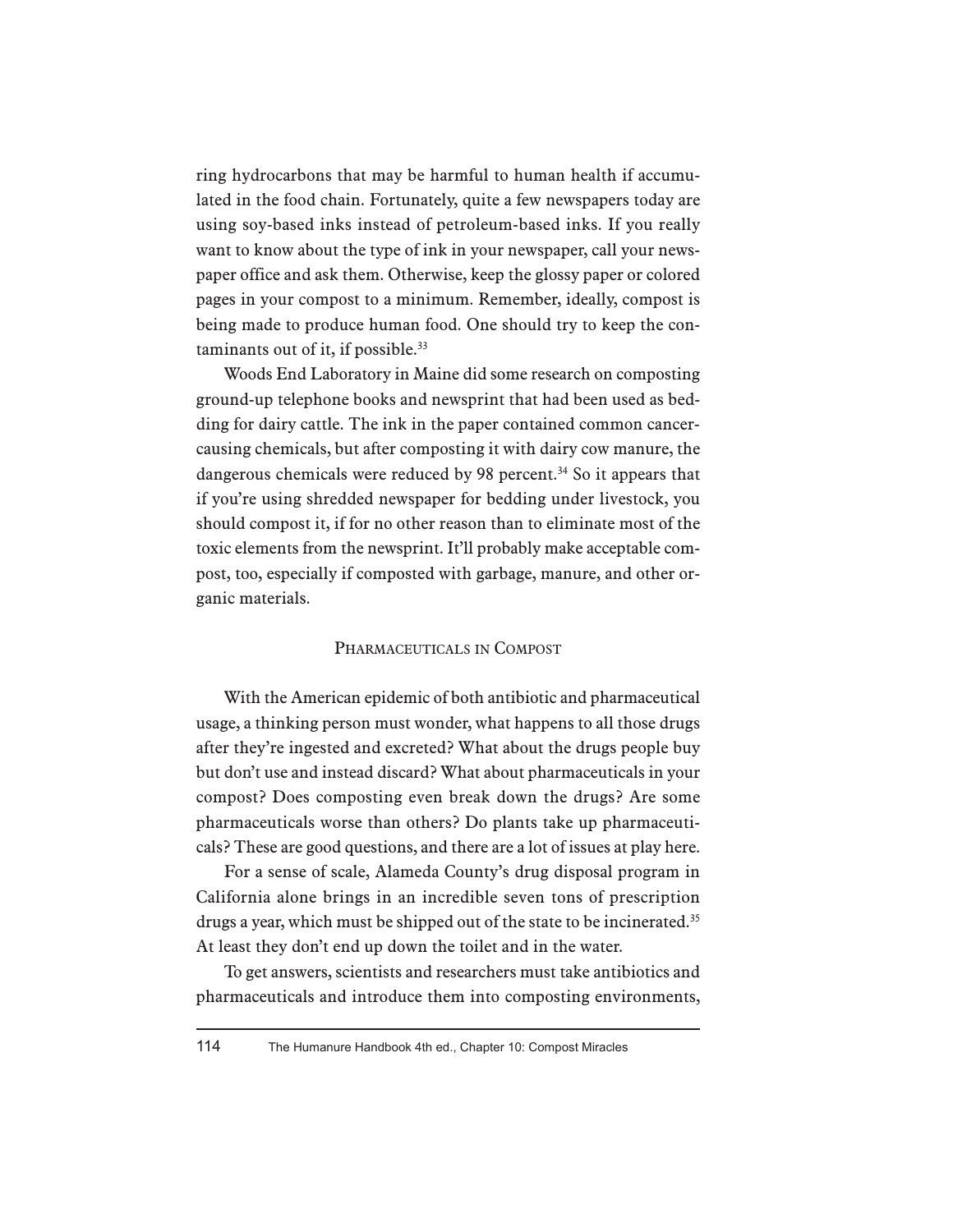ring hydrocarbons that may be harmful to human health if accumulated in the food chain. Fortunately, quite a few newspapers today are using soy-based inks instead of petroleum-based inks. If you really want to know about the type of ink in your newspaper, call your newspaper office and ask them. Otherwise, keep the glossy paper or colored pages in your compost to a minimum. Remember, ideally, compost is being made to produce human food. One should try to keep the contaminants out of it, if possible.[33]

Woods End Laboratory in Maine did some research on composting ground-up telephone books and newsprint that had been used as bedding for dairy cattle. The ink in the paper contained common cancer-causing chemicals, but after composting it with dairy cow manure, the dangerous chemicals were reduced by 98 percent.[34] So it appears that if you're using shredded newspaper for bedding under livestock, you should compost it, if for no other reason than to eliminate most of the toxic elements from the newsprint. It'll probably make acceptable compost, too, especially if composted with garbage, manure, and other organic materials.

## Pharmaceuticals in Compost

With the American epidemic of both antibiotic and pharmaceutical usage, a thinking person must wonder, what happens to all those drugs after they're ingested and excreted? What about the drugs people buy but don't use and instead discard? What about pharmaceuticals in your compost? Does composting even break down the drugs? Are some pharmaceuticals worse than others? Do plants take up pharmaceuticals? These are good questions, and there are a lot of issues at play here.

For a sense of scale, Alameda County's drug disposal program in California alone brings in an incredible seven tons of prescription drugs a year, which must be shipped out of the state to be incinerated.[35] At least they don't end up down the toilet and in the water.

To get answers, scientists and researchers must take antibiotics and pharmaceuticals and introduce them into composting environments,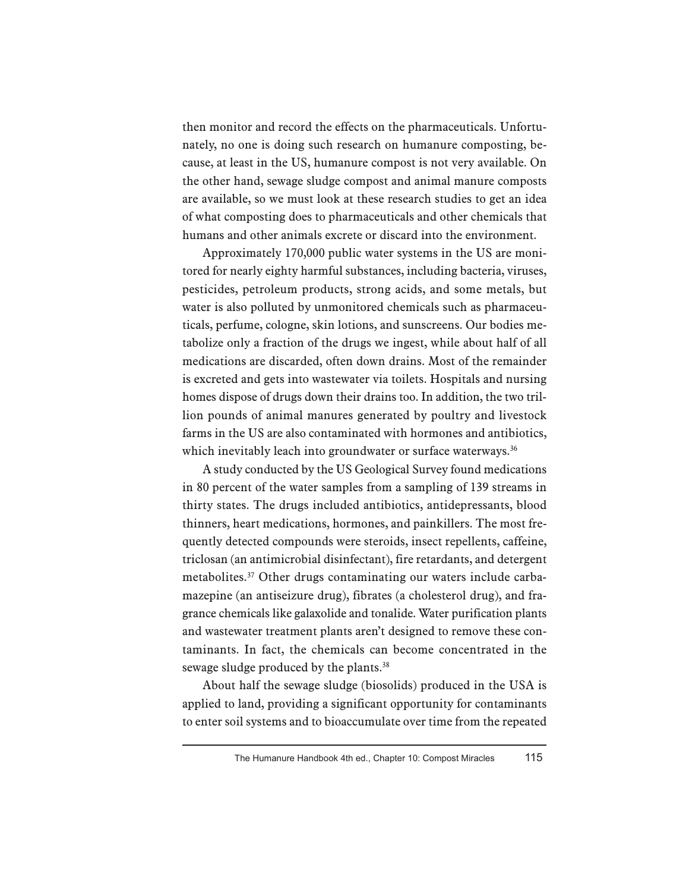then monitor and record the effects on the pharmaceuticals. Unfortunately, no one is doing such research on humanure composting, because, at least in the US, humanure compost is not very available. On the other hand, sewage sludge compost and animal manure composts are available, so we must look at these research studies to get an idea of what composting does to pharmaceuticals and other chemicals that humans and other animals excrete or discard into the environment.

Approximately 170,000 public water systems in the US are monitored for nearly eighty harmful substances, including bacteria, viruses, pesticides, petroleum products, strong acids, and some metals, but water is also polluted by unmonitored chemicals such as pharmaceuticals, perfume, cologne, skin lotions, and sunscreens. Our bodies metabolize only a fraction of the drugs we ingest, while about half of all medications are discarded, often down drains. Most of the remainder is excreted and gets into wastewater via toilets. Hospitals and nursing homes dispose of drugs down their drains too. In addition, the two trillion pounds of animal manures generated by poultry and livestock farms in the US are also contaminated with hormones and antibiotics, which inevitably leach into groundwater or surface waterways.[36]

A study conducted by the US Geological Survey found medications in 80 percent of the water samples from a sampling of 139 streams in thirty states. The drugs included antibiotics, antidepressants, blood thinners, heart medications, hormones, and painkillers. The most frequently detected compounds were steroids, insect repellents, caffeine, triclosan (an antimicrobial disinfectant), fire retardants, and detergent metabolites.[37] Other drugs contaminating our waters include carbamazepine (an antiseizure drug), fibrates (a cholesterol drug), and fragrance chemicals like galaxolide and tonalide. Water purification plants and wastewater treatment plants aren't designed to remove these contaminants. In fact, the chemicals can become concentrated in the sewage sludge produced by the plants.[38]

About half the sewage sludge (biosolids) produced in the USA is applied to land, providing a significant opportunity for contaminants to enter soil systems and to bioaccumulate over time from the repeated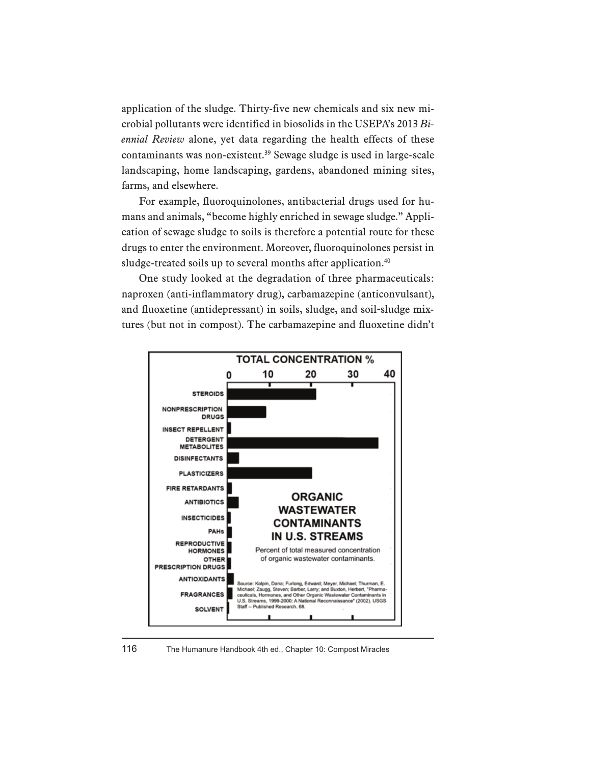application of the sludge. Thirty-five new chemicals and six new microbial pollutants were identified in biosolids in the USEPA's 2013 *Biennial Review* alone, yet data regarding the health effects of these contaminants was non-existent.[39] Sewage sludge is used in large-scale landscaping, home landscaping, gardens, abandoned mining sites, farms, and elsewhere.

For example, fluoroquinolones, antibacterial drugs used for humans and animals, "become highly enriched in sewage sludge." Application of sewage sludge to soils is therefore a potential route for these drugs to enter the environment. Moreover, fluoroquinolones persist in sludge-treated soils up to several months after application.[40]

One study looked at the degradation of three pharmaceuticals: naproxen (anti-inflammatory drug), carbamazepine (anticonvulsant), and fluoxetine (antidepressant) in soils, sludge, and soil-sludge mixtures (but not in compost). The carbamazepine and fluoxetine didn't

**ORGANIC WASTEWATER CONTAMINANTS IN U.S. STREAMS**

Percent of total measured concentration of organic wastewater contaminants.

TOTAL CONCENTRATION % (0, 10, 20, 30, 40)

STEROIDS; NONPRESCRIPTION DRUGS; INSECT REPELLENT; DETERGENT METABOLITES; DISINFECTANTS; PLASTICIZERS; FIRE RETARDANTS; ANTIBIOTICS; INSECTICIDES; PAHs; REPRODUCTIVE HORMONES; OTHER PRESCRIPTION DRUGS; ANTIOXIDANTS; FRAGRANCES; SOLVENT

Source: Kolpin, Dana; Furlong, Edward; Meyer, Michael; Thurman, E. Michael; Zaugg, Steven; Barber, Larry; and Buxton, Herbert, "Pharmaceuticals, Hormones, and Other Organic Wastewater Contaminants in U.S. Streams, 1999-2000: A National Reconnaissance" (2002). USGS Staff -- Published Research. 68.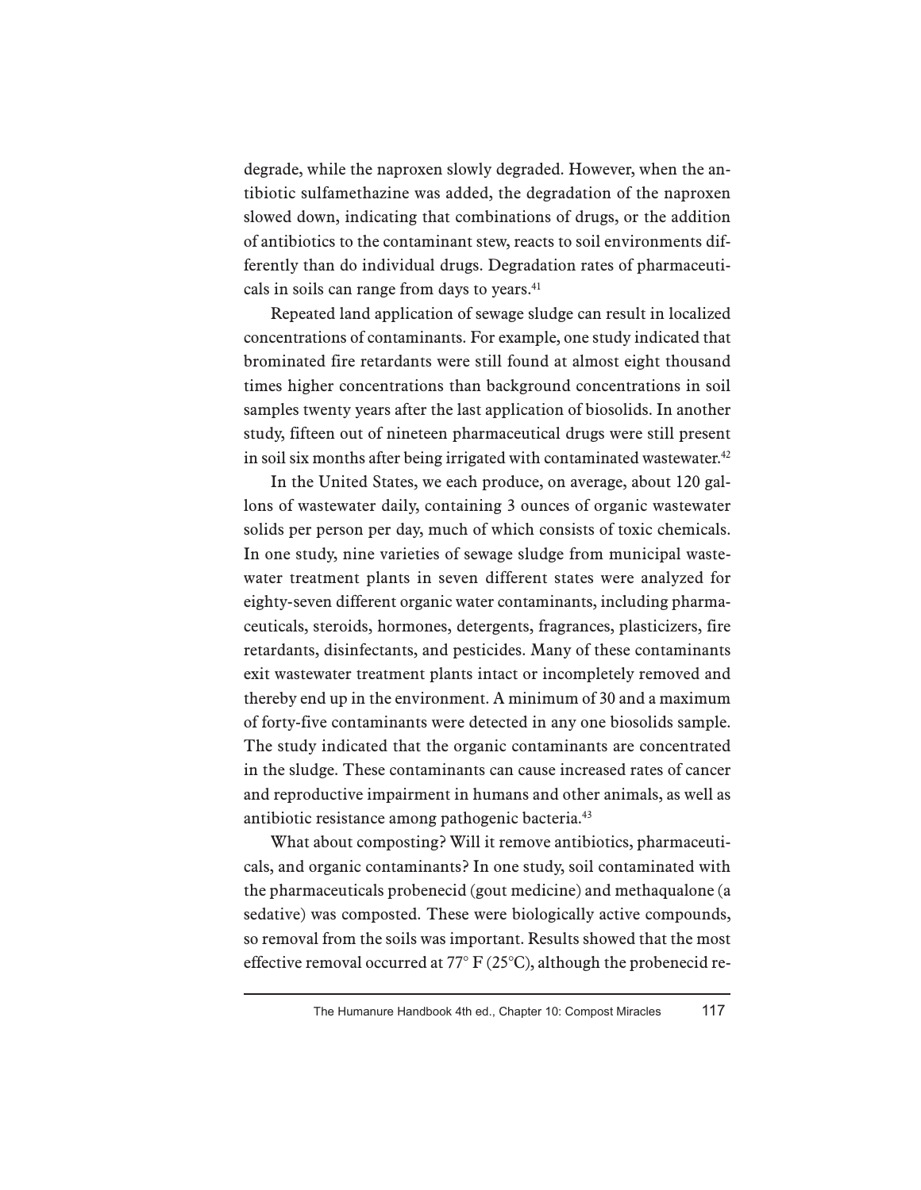degrade, while the naproxen slowly degraded. However, when the antibiotic sulfamethazine was added, the degradation of the naproxen slowed down, indicating that combinations of drugs, or the addition of antibiotics to the contaminant stew, reacts to soil environments differently than do individual drugs. Degradation rates of pharmaceuticals in soils can range from days to years.[41]

Repeated land application of sewage sludge can result in localized concentrations of contaminants. For example, one study indicated that brominated fire retardants were still found at almost eight thousand times higher concentrations than background concentrations in soil samples twenty years after the last application of biosolids. In another study, fifteen out of nineteen pharmaceutical drugs were still present in soil six months after being irrigated with contaminated wastewater.[42]

In the United States, we each produce, on average, about 120 gallons of wastewater daily, containing 3 ounces of organic wastewater solids per person per day, much of which consists of toxic chemicals. In one study, nine varieties of sewage sludge from municipal wastewater treatment plants in seven different states were analyzed for eighty-seven different organic water contaminants, including pharmaceuticals, steroids, hormones, detergents, fragrances, plasticizers, fire retardants, disinfectants, and pesticides. Many of these contaminants exit wastewater treatment plants intact or incompletely removed and thereby end up in the environment. A minimum of 30 and a maximum of forty-five contaminants were detected in any one biosolids sample. The study indicated that the organic contaminants are concentrated in the sludge. These contaminants can cause increased rates of cancer and reproductive impairment in humans and other animals, as well as antibiotic resistance among pathogenic bacteria.[43]

What about composting? Will it remove antibiotics, pharmaceuticals, and organic contaminants? In one study, soil contaminated with the pharmaceuticals probenecid (gout medicine) and methaqualone (a sedative) was composted. These were biologically active compounds, so removal from the soils was important. Results showed that the most effective removal occurred at 77° F (25°C), although the probenecid re-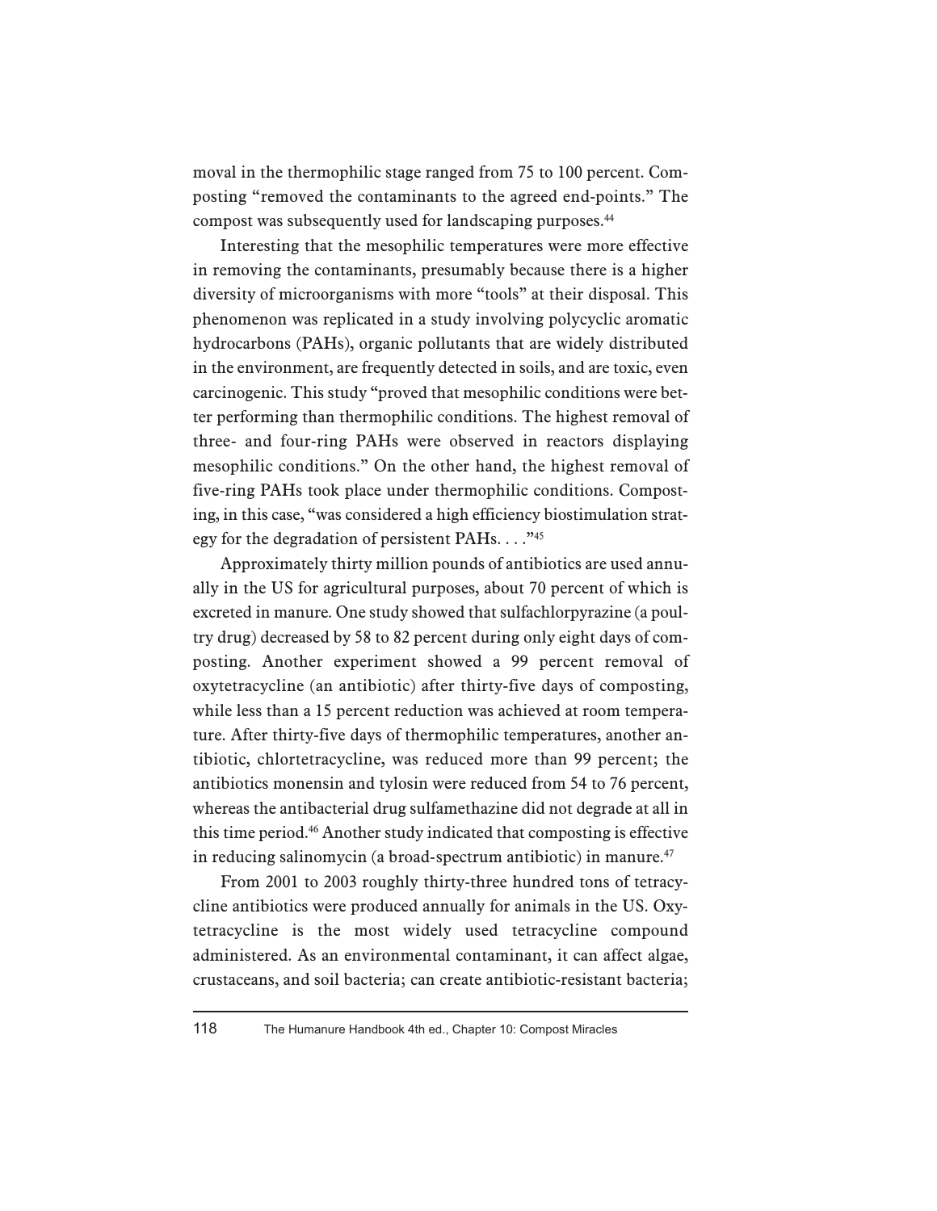moval in the thermophilic stage ranged from 75 to 100 percent. Composting "removed the contaminants to the agreed end-points." The compost was subsequently used for landscaping purposes.[44]

Interesting that the mesophilic temperatures were more effective in removing the contaminants, presumably because there is a higher diversity of microorganisms with more "tools" at their disposal. This phenomenon was replicated in a study involving polycyclic aromatic hydrocarbons (PAHs), organic pollutants that are widely distributed in the environment, are frequently detected in soils, and are toxic, even carcinogenic. This study "proved that mesophilic conditions were better performing than thermophilic conditions. The highest removal of three- and four-ring PAHs were observed in reactors displaying mesophilic conditions." On the other hand, the highest removal of five-ring PAHs took place under thermophilic conditions. Composting, in this case, "was considered a high efficiency biostimulation strategy for the degradation of persistent PAHs. . . ."[45]

Approximately thirty million pounds of antibiotics are used annually in the US for agricultural purposes, about 70 percent of which is excreted in manure. One study showed that sulfachlorpyrazine (a poultry drug) decreased by 58 to 82 percent during only eight days of composting. Another experiment showed a 99 percent removal of oxytetracycline (an antibiotic) after thirty-five days of composting, while less than a 15 percent reduction was achieved at room temperature. After thirty-five days of thermophilic temperatures, another antibiotic, chlortetracycline, was reduced more than 99 percent; the antibiotics monensin and tylosin were reduced from 54 to 76 percent, whereas the antibacterial drug sulfamethazine did not degrade at all in this time period.[46] Another study indicated that composting is effective in reducing salinomycin (a broad-spectrum antibiotic) in manure.[47]

From 2001 to 2003 roughly thirty-three hundred tons of tetracycline antibiotics were produced annually for animals in the US. Oxytetracycline is the most widely used tetracycline compound administered. As an environmental contaminant, it can affect algae, crustaceans, and soil bacteria; can create antibiotic-resistant bacteria;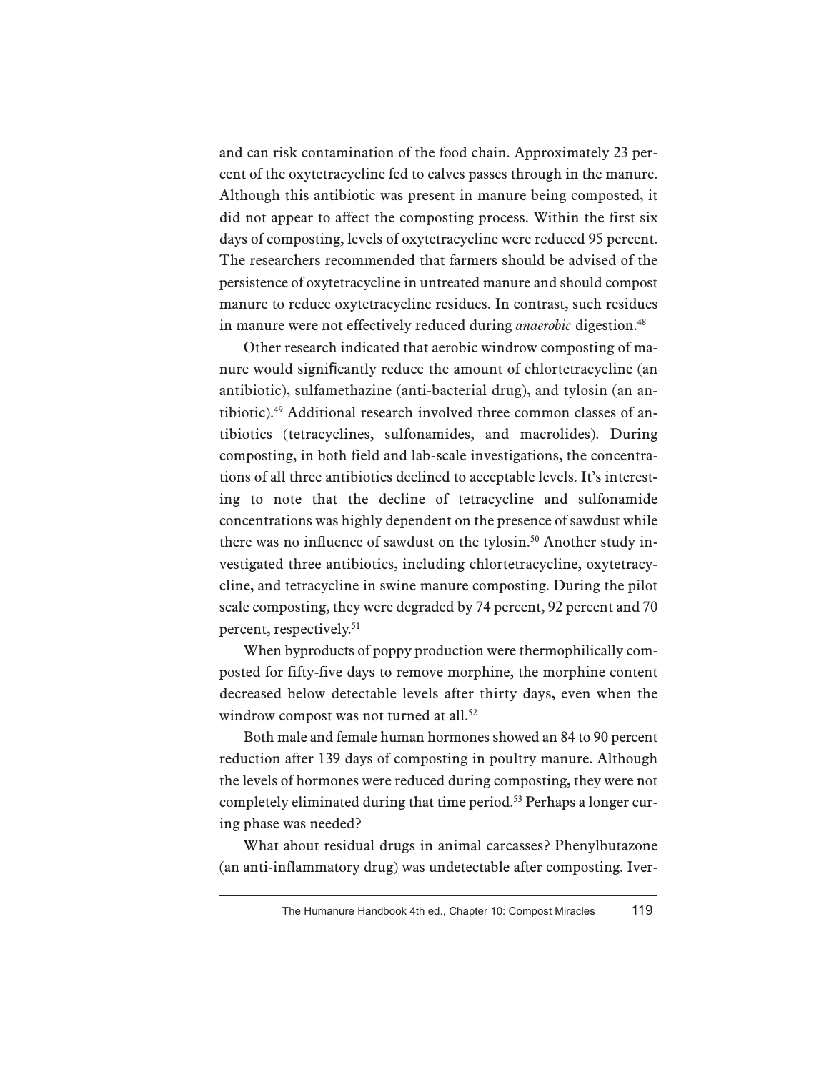and can risk contamination of the food chain. Approximately 23 percent of the oxytetracycline fed to calves passes through in the manure. Although this antibiotic was present in manure being composted, it did not appear to affect the composting process. Within the first six days of composting, levels of oxytetracycline were reduced 95 percent. The researchers recommended that farmers should be advised of the persistence of oxytetracycline in untreated manure and should compost manure to reduce oxytetracycline residues. In contrast, such residues in manure were not effectively reduced during *anaerobic* digestion.[48]

Other research indicated that aerobic windrow composting of manure would significantly reduce the amount of chlortetracycline (an antibiotic), sulfamethazine (anti-bacterial drug), and tylosin (an antibiotic).[49] Additional research involved three common classes of antibiotics (tetracyclines, sulfonamides, and macrolides). During composting, in both field and lab-scale investigations, the concentrations of all three antibiotics declined to acceptable levels. It's interesting to note that the decline of tetracycline and sulfonamide concentrations was highly dependent on the presence of sawdust while there was no influence of sawdust on the tylosin.[50] Another study investigated three antibiotics, including chlortetracycline, oxytetracycline, and tetracycline in swine manure composting. During the pilot scale composting, they were degraded by 74 percent, 92 percent and 70 percent, respectively.[51]

When byproducts of poppy production were thermophilically composted for fifty-five days to remove morphine, the morphine content decreased below detectable levels after thirty days, even when the windrow compost was not turned at all.[52]

Both male and female human hormones showed an 84 to 90 percent reduction after 139 days of composting in poultry manure. Although the levels of hormones were reduced during composting, they were not completely eliminated during that time period.[53] Perhaps a longer curing phase was needed?

What about residual drugs in animal carcasses? Phenylbutazone (an anti-inflammatory drug) was undetectable after composting. Iver-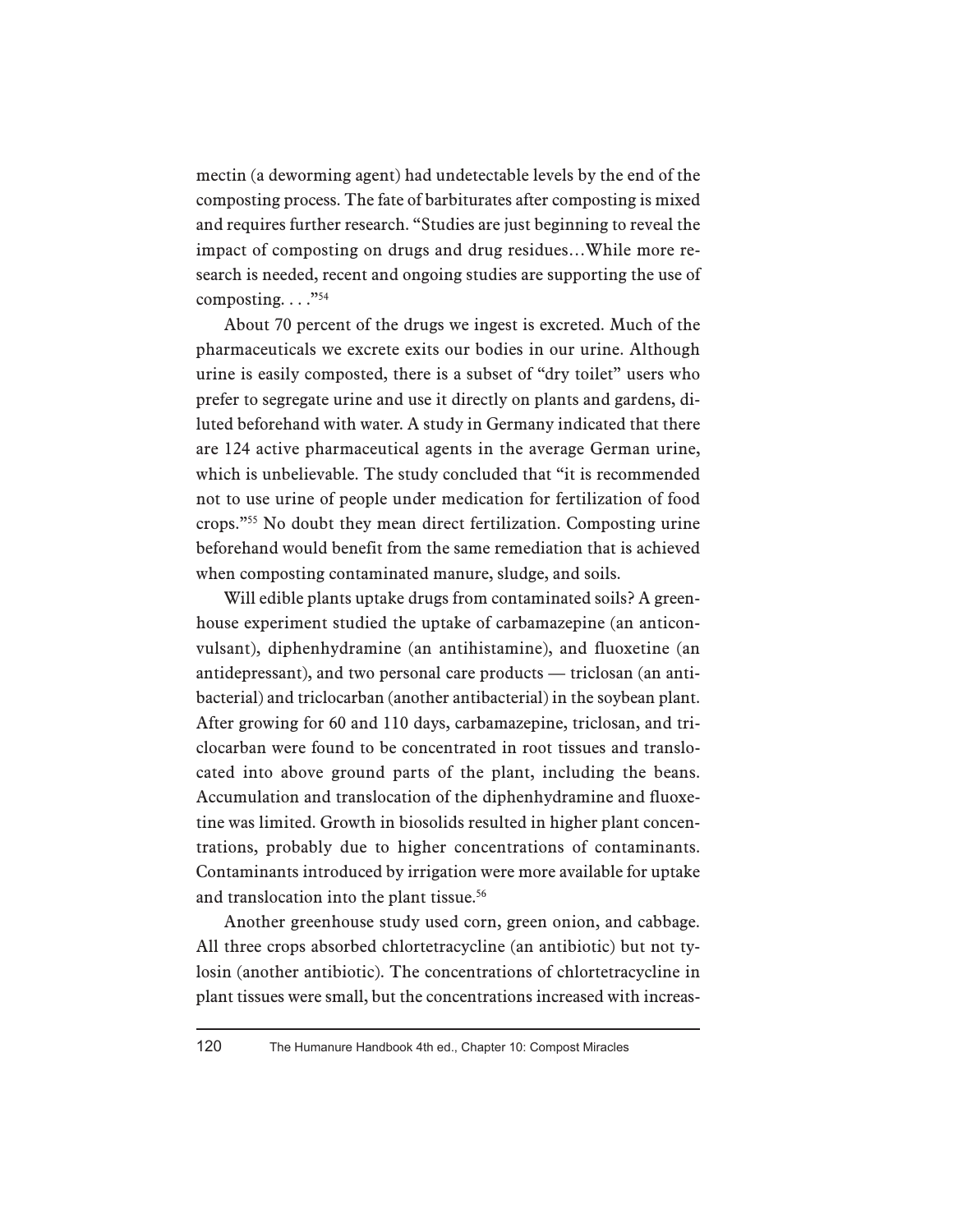mectin (a deworming agent) had undetectable levels by the end of the composting process. The fate of barbiturates after composting is mixed and requires further research. "Studies are just beginning to reveal the impact of composting on drugs and drug residues…While more research is needed, recent and ongoing studies are supporting the use of composting. . . ."[54]

About 70 percent of the drugs we ingest is excreted. Much of the pharmaceuticals we excrete exits our bodies in our urine. Although urine is easily composted, there is a subset of "dry toilet" users who prefer to segregate urine and use it directly on plants and gardens, diluted beforehand with water. A study in Germany indicated that there are 124 active pharmaceutical agents in the average German urine, which is unbelievable. The study concluded that "it is recommended not to use urine of people under medication for fertilization of food crops."[55] No doubt they mean direct fertilization. Composting urine beforehand would benefit from the same remediation that is achieved when composting contaminated manure, sludge, and soils.

Will edible plants uptake drugs from contaminated soils? A greenhouse experiment studied the uptake of carbamazepine (an anticonvulsant), diphenhydramine (an antihistamine), and fluoxetine (an antidepressant), and two personal care products — triclosan (an antibacterial) and triclocarban (another antibacterial) in the soybean plant. After growing for 60 and 110 days, carbamazepine, triclosan, and triclocarban were found to be concentrated in root tissues and translocated into above ground parts of the plant, including the beans. Accumulation and translocation of the diphenhydramine and fluoxetine was limited. Growth in biosolids resulted in higher plant concentrations, probably due to higher concentrations of contaminants. Contaminants introduced by irrigation were more available for uptake and translocation into the plant tissue.[56]

Another greenhouse study used corn, green onion, and cabbage. All three crops absorbed chlortetracycline (an antibiotic) but not tylosin (another antibiotic). The concentrations of chlortetracycline in plant tissues were small, but the concentrations increased with increas-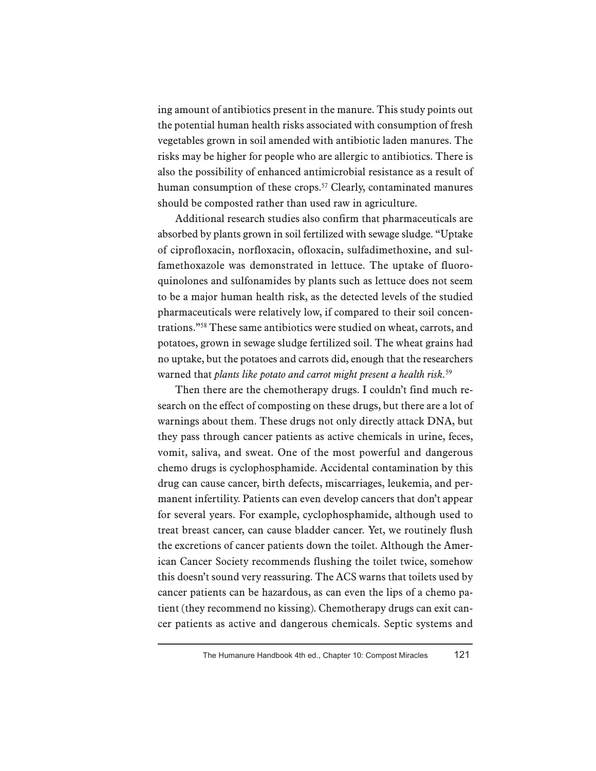ing amount of antibiotics present in the manure. This study points out the potential human health risks associated with consumption of fresh vegetables grown in soil amended with antibiotic laden manures. The risks may be higher for people who are allergic to antibiotics. There is also the possibility of enhanced antimicrobial resistance as a result of human consumption of these crops.[57] Clearly, contaminated manures should be composted rather than used raw in agriculture.

Additional research studies also confirm that pharmaceuticals are absorbed by plants grown in soil fertilized with sewage sludge. "Uptake of ciprofloxacin, norfloxacin, ofloxacin, sulfadimethoxine, and sulfamethoxazole was demonstrated in lettuce. The uptake of fluoroquinolones and sulfonamides by plants such as lettuce does not seem to be a major human health risk, as the detected levels of the studied pharmaceuticals were relatively low, if compared to their soil concentrations."[58] These same antibiotics were studied on wheat, carrots, and potatoes, grown in sewage sludge fertilized soil. The wheat grains had no uptake, but the potatoes and carrots did, enough that the researchers warned that *plants like potato and carrot might present a health risk*.[59]

Then there are the chemotherapy drugs. I couldn't find much research on the effect of composting on these drugs, but there are a lot of warnings about them. These drugs not only directly attack DNA, but they pass through cancer patients as active chemicals in urine, feces, vomit, saliva, and sweat. One of the most powerful and dangerous chemo drugs is cyclophosphamide. Accidental contamination by this drug can cause cancer, birth defects, miscarriages, leukemia, and permanent infertility. Patients can even develop cancers that don't appear for several years. For example, cyclophosphamide, although used to treat breast cancer, can cause bladder cancer. Yet, we routinely flush the excretions of cancer patients down the toilet. Although the American Cancer Society recommends flushing the toilet twice, somehow this doesn't sound very reassuring. The ACS warns that toilets used by cancer patients can be hazardous, as can even the lips of a chemo patient (they recommend no kissing). Chemotherapy drugs can exit cancer patients as active and dangerous chemicals. Septic systems and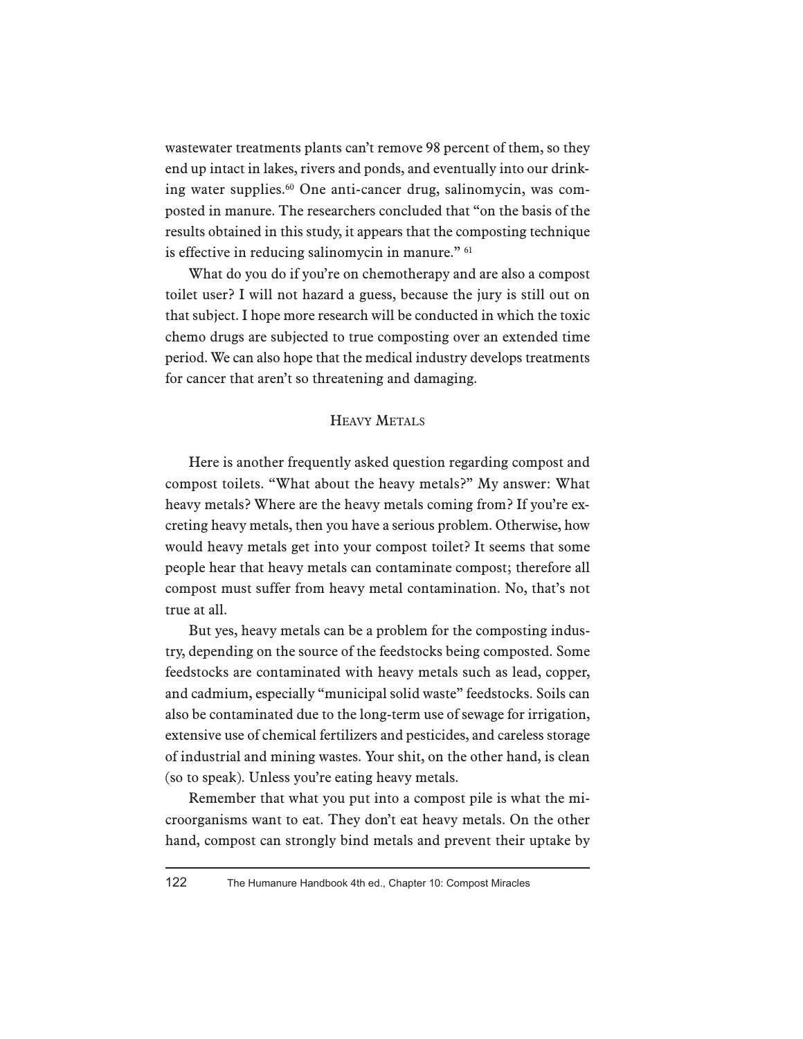wastewater treatments plants can't remove 98 percent of them, so they end up intact in lakes, rivers and ponds, and eventually into our drinking water supplies.[60] One anti-cancer drug, salinomycin, was composted in manure. The researchers concluded that "on the basis of the results obtained in this study, it appears that the composting technique is effective in reducing salinomycin in manure." [61]

What do you do if you're on chemotherapy and are also a compost toilet user? I will not hazard a guess, because the jury is still out on that subject. I hope more research will be conducted in which the toxic chemo drugs are subjected to true composting over an extended time period. We can also hope that the medical industry develops treatments for cancer that aren't so threatening and damaging.

## Heavy Metals

Here is another frequently asked question regarding compost and compost toilets. "What about the heavy metals?" My answer: What heavy metals? Where are the heavy metals coming from? If you're excreting heavy metals, then you have a serious problem. Otherwise, how would heavy metals get into your compost toilet? It seems that some people hear that heavy metals can contaminate compost; therefore all compost must suffer from heavy metal contamination. No, that's not true at all.

But yes, heavy metals can be a problem for the composting industry, depending on the source of the feedstocks being composted. Some feedstocks are contaminated with heavy metals such as lead, copper, and cadmium, especially "municipal solid waste" feedstocks. Soils can also be contaminated due to the long-term use of sewage for irrigation, extensive use of chemical fertilizers and pesticides, and careless storage of industrial and mining wastes. Your shit, on the other hand, is clean (so to speak). Unless you're eating heavy metals.

Remember that what you put into a compost pile is what the microorganisms want to eat. They don't eat heavy metals. On the other hand, compost can strongly bind metals and prevent their uptake by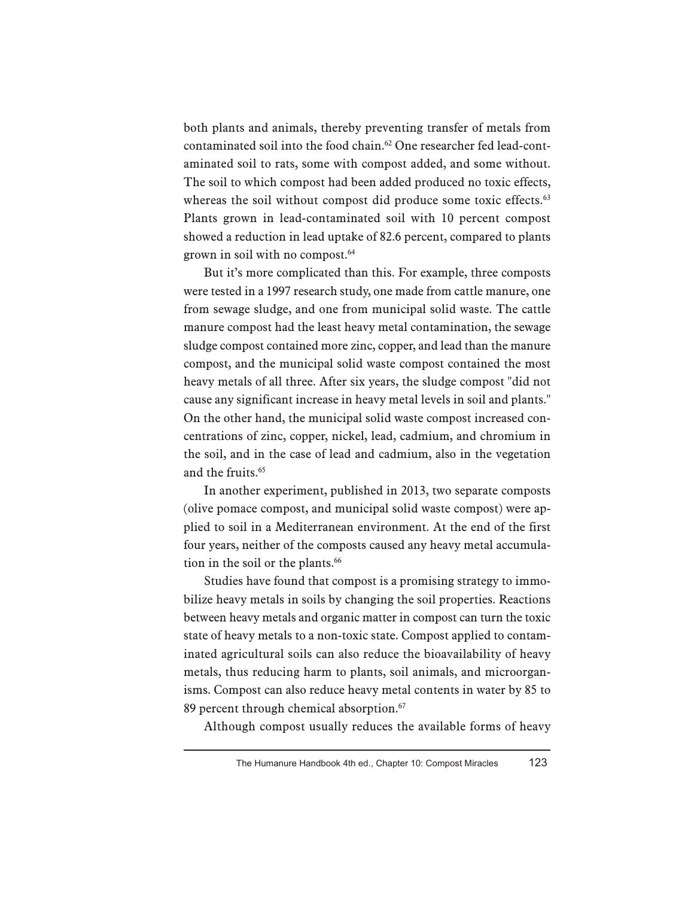both plants and animals, thereby preventing transfer of metals from contaminated soil into the food chain.[62] One researcher fed lead-contaminated soil to rats, some with compost added, and some without. The soil to which compost had been added produced no toxic effects, whereas the soil without compost did produce some toxic effects.[63] Plants grown in lead-contaminated soil with 10 percent compost showed a reduction in lead uptake of 82.6 percent, compared to plants grown in soil with no compost.[64]

But it's more complicated than this. For example, three composts were tested in a 1997 research study, one made from cattle manure, one from sewage sludge, and one from municipal solid waste. The cattle manure compost had the least heavy metal contamination, the sewage sludge compost contained more zinc, copper, and lead than the manure compost, and the municipal solid waste compost contained the most heavy metals of all three. After six years, the sludge compost "did not cause any significant increase in heavy metal levels in soil and plants." On the other hand, the municipal solid waste compost increased concentrations of zinc, copper, nickel, lead, cadmium, and chromium in the soil, and in the case of lead and cadmium, also in the vegetation and the fruits.[65]

In another experiment, published in 2013, two separate composts (olive pomace compost, and municipal solid waste compost) were applied to soil in a Mediterranean environment. At the end of the first four years, neither of the composts caused any heavy metal accumulation in the soil or the plants.[66]

Studies have found that compost is a promising strategy to immobilize heavy metals in soils by changing the soil properties. Reactions between heavy metals and organic matter in compost can turn the toxic state of heavy metals to a non-toxic state. Compost applied to contaminated agricultural soils can also reduce the bioavailability of heavy metals, thus reducing harm to plants, soil animals, and microorganisms. Compost can also reduce heavy metal contents in water by 85 to 89 percent through chemical absorption.[67]

Although compost usually reduces the available forms of heavy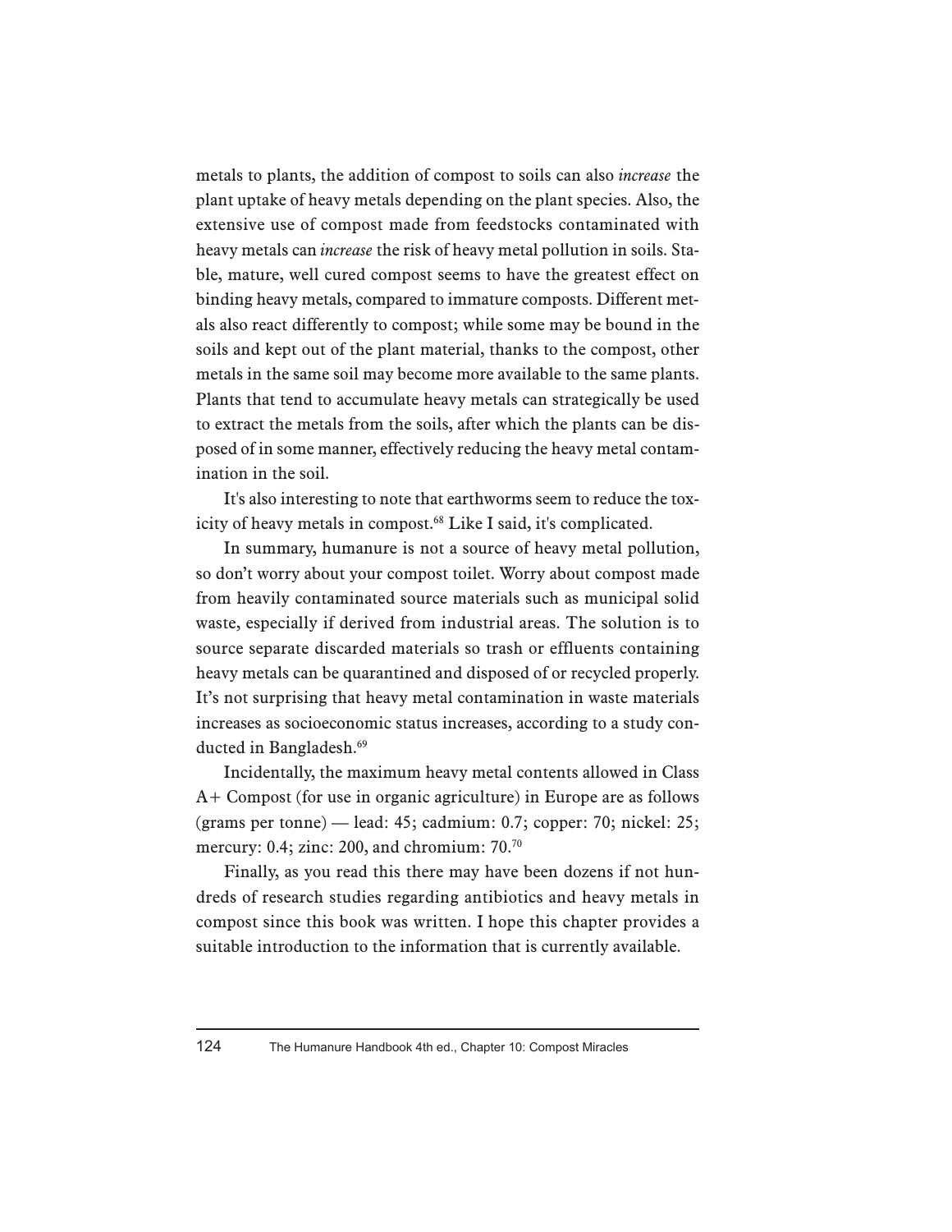metals to plants, the addition of compost to soils can also *increase* the plant uptake of heavy metals depending on the plant species. Also, the extensive use of compost made from feedstocks contaminated with heavy metals can *increase* the risk of heavy metal pollution in soils. Stable, mature, well cured compost seems to have the greatest effect on binding heavy metals, compared to immature composts. Different metals also react differently to compost; while some may be bound in the soils and kept out of the plant material, thanks to the compost, other metals in the same soil may become more available to the same plants. Plants that tend to accumulate heavy metals can strategically be used to extract the metals from the soils, after which the plants can be disposed of in some manner, effectively reducing the heavy metal contamination in the soil.

It's also interesting to note that earthworms seem to reduce the toxicity of heavy metals in compost.[68] Like I said, it's complicated.

In summary, humanure is not a source of heavy metal pollution, so don't worry about your compost toilet. Worry about compost made from heavily contaminated source materials such as municipal solid waste, especially if derived from industrial areas. The solution is to source separate discarded materials so trash or effluents containing heavy metals can be quarantined and disposed of or recycled properly. It's not surprising that heavy metal contamination in waste materials increases as socioeconomic status increases, according to a study conducted in Bangladesh.[69]

Incidentally, the maximum heavy metal contents allowed in Class A+ Compost (for use in organic agriculture) in Europe are as follows (grams per tonne) — lead: 45; cadmium: 0.7; copper: 70; nickel: 25; mercury: 0.4; zinc: 200, and chromium: 70.[70]

Finally, as you read this there may have been dozens if not hundreds of research studies regarding antibiotics and heavy metals in compost since this book was written. I hope this chapter provides a suitable introduction to the information that is currently available.